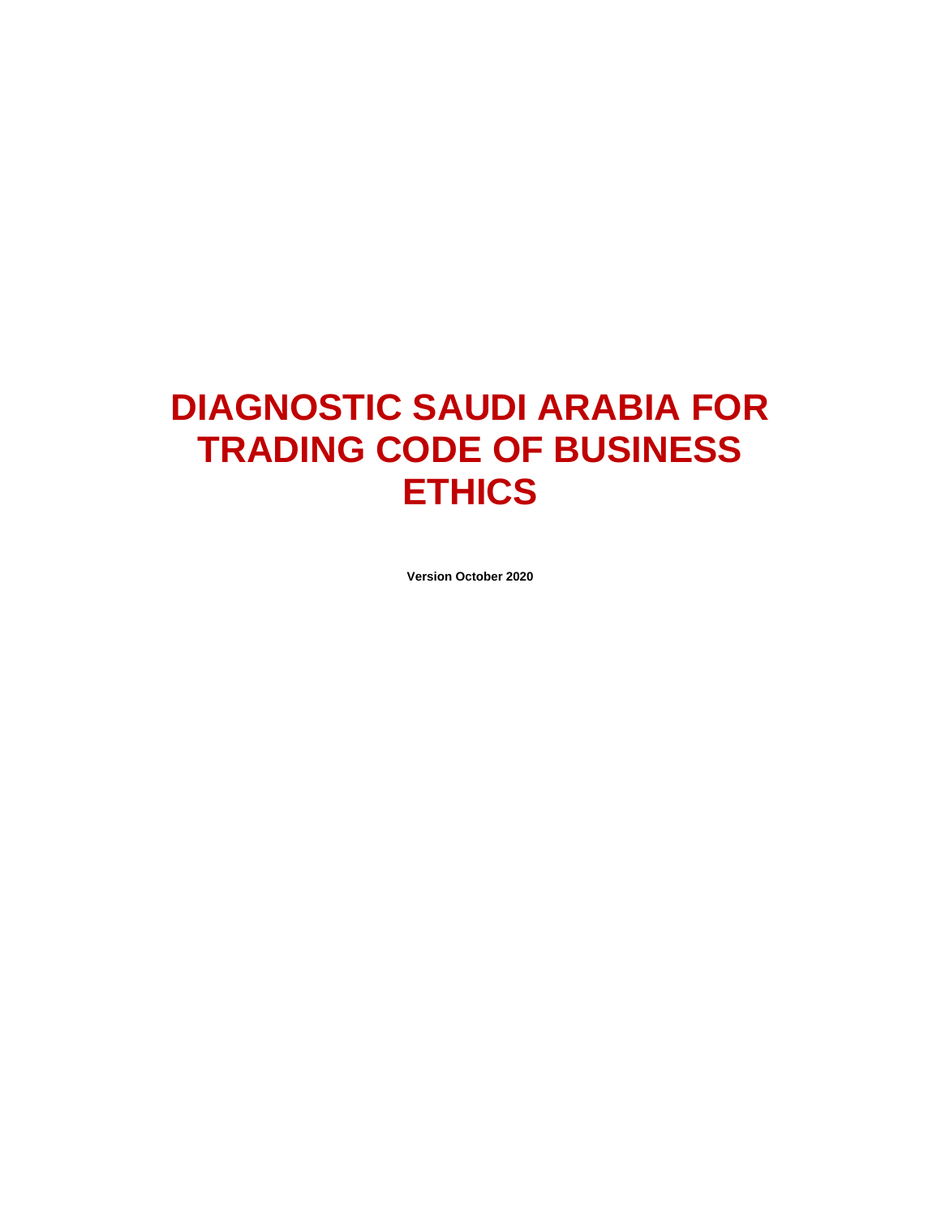# DIAGNOSTIC SAUDI ARABIA FOR TRADING CODE OF BUSINESS ETHICS

**Version October 2020**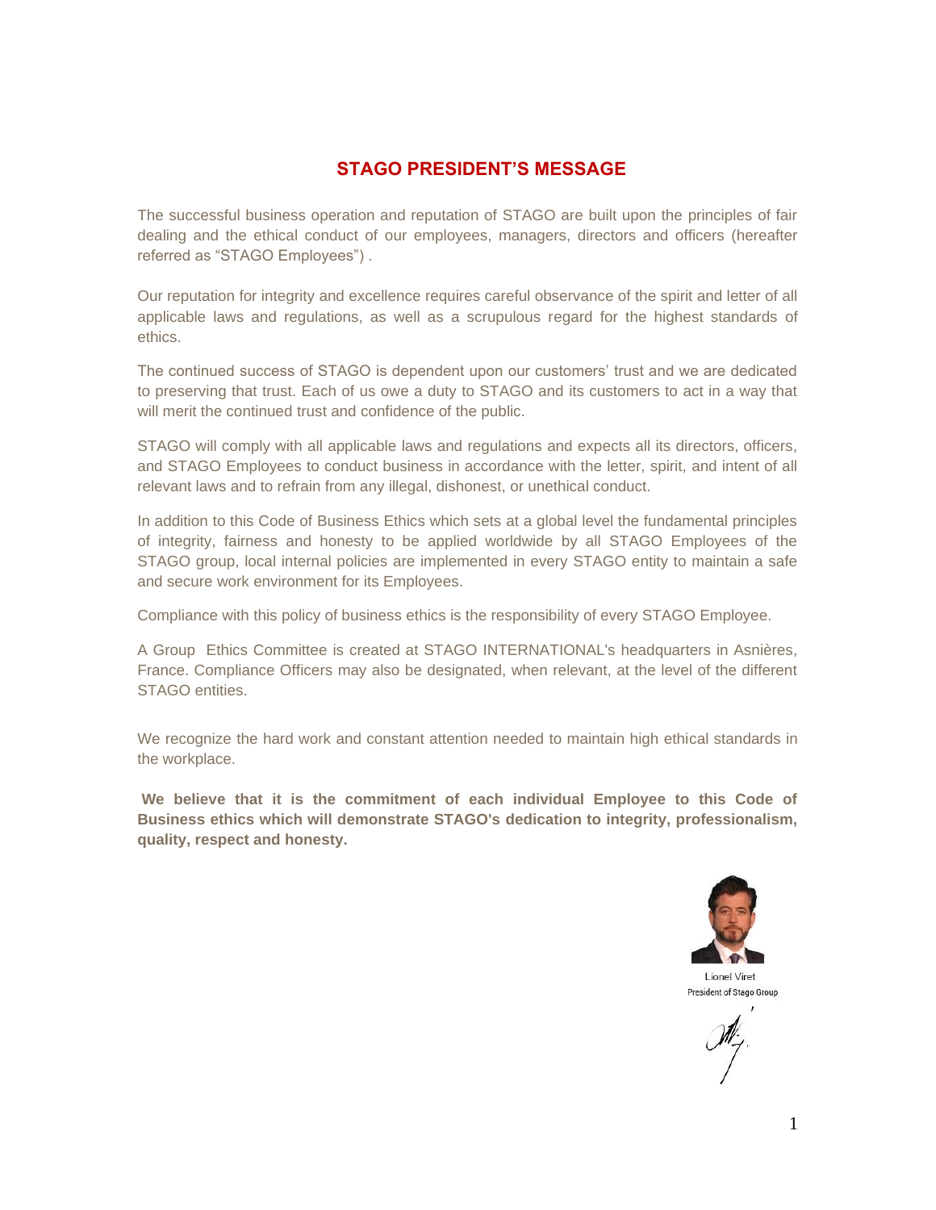# STAGO PRESIDENT'S MESSAGE

The successful business operation and reputation of STAGO are built upon the principles of fair dealing and the ethical conduct of our employees, managers, directors and officers (hereafter referred as "STAGO Employees") .

Our reputation for integrity and excellence requires careful observance of the spirit and letter of all applicable laws and regulations, as well as a scrupulous regard for the highest standards of ethics.

The continued success of STAGO is dependent upon our customers' trust and we are dedicated to preserving that trust. Each of us owe a duty to STAGO and its customers to act in a way that will merit the continued trust and confidence of the public.

STAGO will comply with all applicable laws and regulations and expects all its directors, officers, and STAGO Employees to conduct business in accordance with the letter, spirit, and intent of all relevant laws and to refrain from any illegal, dishonest, or unethical conduct.

In addition to this Code of Business Ethics which sets at a global level the fundamental principles of integrity, fairness and honesty to be applied worldwide by all STAGO Employees of the STAGO group, local internal policies are implemented in every STAGO entity to maintain a safe and secure work environment for its Employees.

Compliance with this policy of business ethics is the responsibility of every STAGO Employee.

A Group Ethics Committee is created at STAGO INTERNATIONAL's headquarters in Asnières, France. Compliance Officers may also be designated, when relevant, at the level of the different STAGO entities.

We recognize the hard work and constant attention needed to maintain high ethical standards in the workplace.

**We believe that it is the commitment of each individual Employee to this Code of Business ethics which will demonstrate STAGO's dedication to integrity, professionalism, quality, respect and honesty.**

Lionel Viret
President of Stago Group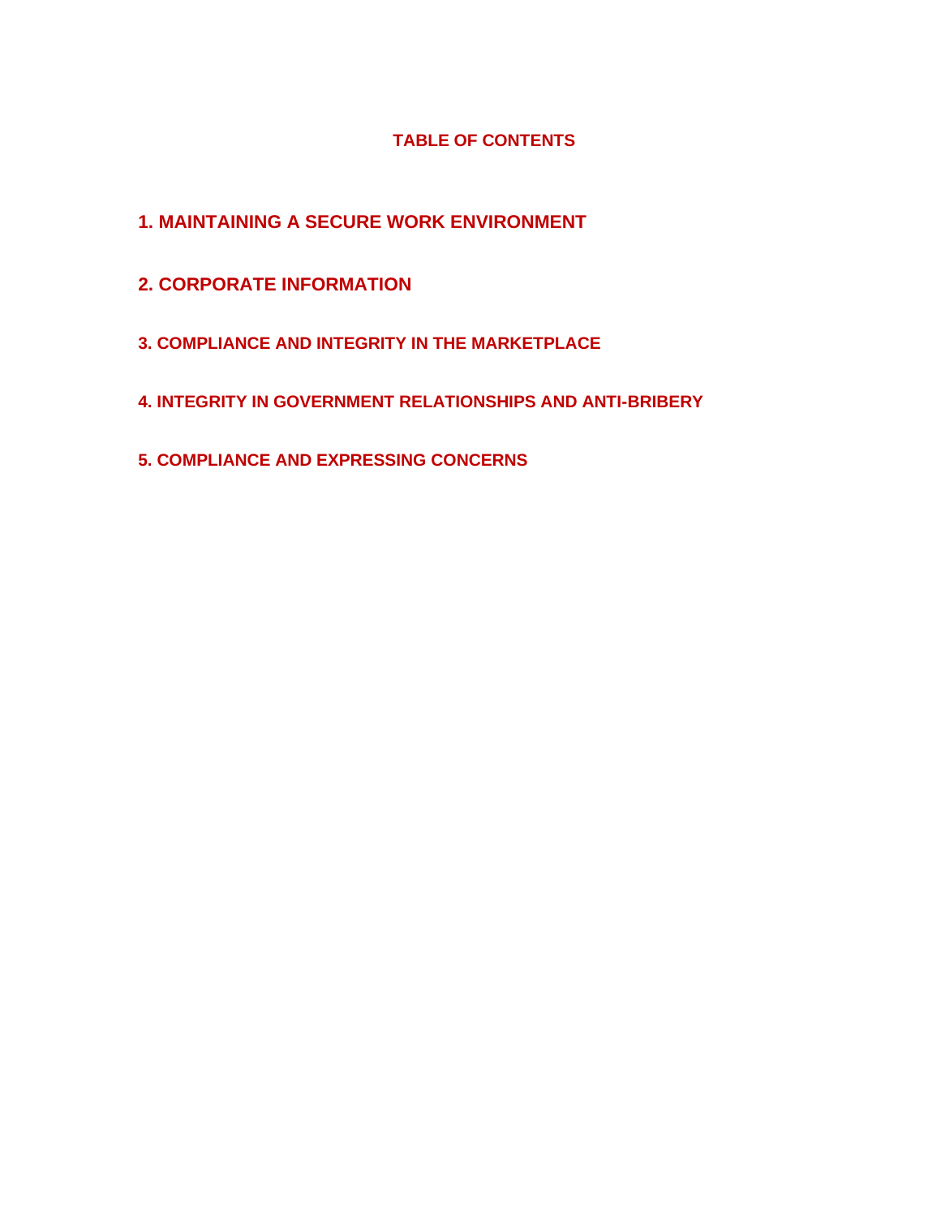# TABLE OF CONTENTS

**1. MAINTAINING A SECURE WORK ENVIRONMENT**

**2. CORPORATE INFORMATION**

**3. COMPLIANCE AND INTEGRITY IN THE MARKETPLACE**

**4. INTEGRITY IN GOVERNMENT RELATIONSHIPS AND ANTI-BRIBERY**

**5. COMPLIANCE AND EXPRESSING CONCERNS**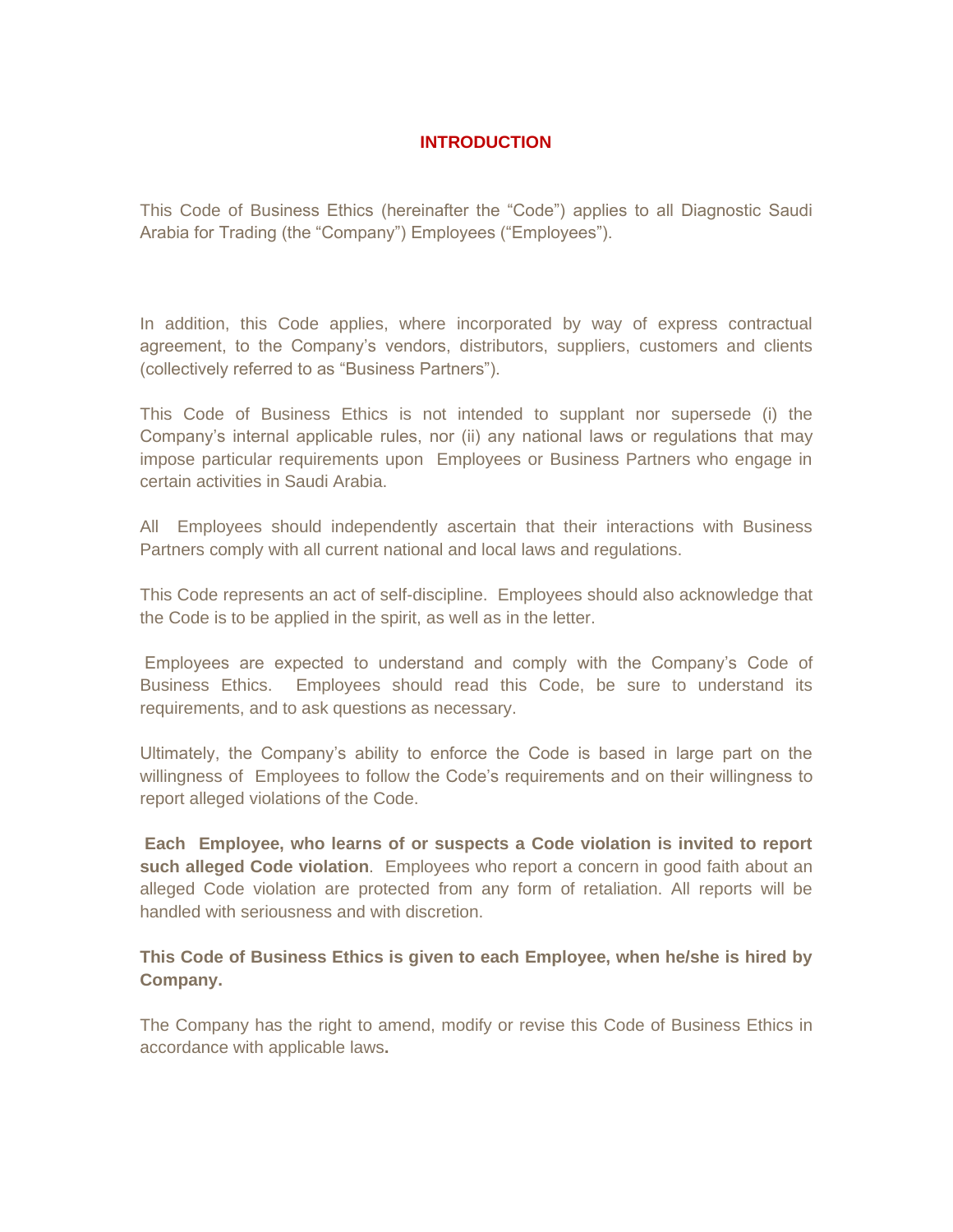# INTRODUCTION

This Code of Business Ethics (hereinafter the "Code") applies to all Diagnostic Saudi Arabia for Trading (the "Company") Employees ("Employees").

In addition, this Code applies, where incorporated by way of express contractual agreement, to the Company's vendors, distributors, suppliers, customers and clients (collectively referred to as "Business Partners").

This Code of Business Ethics is not intended to supplant nor supersede (i) the Company's internal applicable rules, nor (ii) any national laws or regulations that may impose particular requirements upon Employees or Business Partners who engage in certain activities in Saudi Arabia.

All Employees should independently ascertain that their interactions with Business Partners comply with all current national and local laws and regulations.

This Code represents an act of self-discipline. Employees should also acknowledge that the Code is to be applied in the spirit, as well as in the letter.

Employees are expected to understand and comply with the Company's Code of Business Ethics. Employees should read this Code, be sure to understand its requirements, and to ask questions as necessary.

Ultimately, the Company's ability to enforce the Code is based in large part on the willingness of Employees to follow the Code's requirements and on their willingness to report alleged violations of the Code.

**Each Employee, who learns of or suspects a Code violation is invited to report such alleged Code violation**. Employees who report a concern in good faith about an alleged Code violation are protected from any form of retaliation. All reports will be handled with seriousness and with discretion.

**This Code of Business Ethics is given to each Employee, when he/she is hired by Company.**

The Company has the right to amend, modify or revise this Code of Business Ethics in accordance with applicable laws.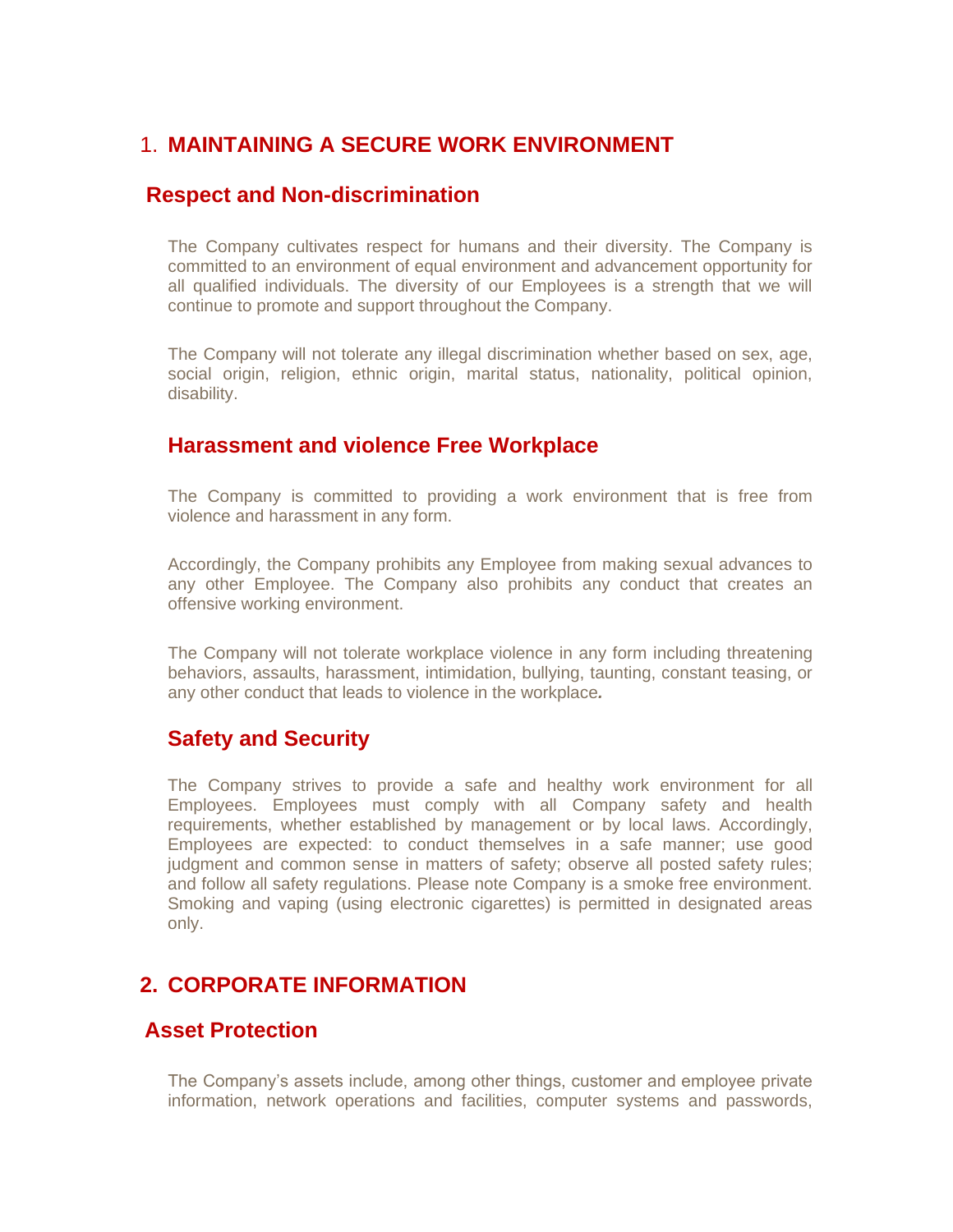# 1. MAINTAINING A SECURE WORK ENVIRONMENT

## Respect and Non-discrimination

The Company cultivates respect for humans and their diversity. The Company is committed to an environment of equal environment and advancement opportunity for all qualified individuals. The diversity of our Employees is a strength that we will continue to promote and support throughout the Company.

The Company will not tolerate any illegal discrimination whether based on sex, age, social origin, religion, ethnic origin, marital status, nationality, political opinion, disability.

## Harassment and violence Free Workplace

The Company is committed to providing a work environment that is free from violence and harassment in any form.

Accordingly, the Company prohibits any Employee from making sexual advances to any other Employee. The Company also prohibits any conduct that creates an offensive working environment.

The Company will not tolerate workplace violence in any form including threatening behaviors, assaults, harassment, intimidation, bullying, taunting, constant teasing, or any other conduct that leads to violence in the workplace*.*

## Safety and Security

The Company strives to provide a safe and healthy work environment for all Employees. Employees must comply with all Company safety and health requirements, whether established by management or by local laws. Accordingly, Employees are expected: to conduct themselves in a safe manner; use good judgment and common sense in matters of safety; observe all posted safety rules; and follow all safety regulations. Please note Company is a smoke free environment. Smoking and vaping (using electronic cigarettes) is permitted in designated areas only.

# 2. CORPORATE INFORMATION

## Asset Protection

The Company's assets include, among other things, customer and employee private information, network operations and facilities, computer systems and passwords,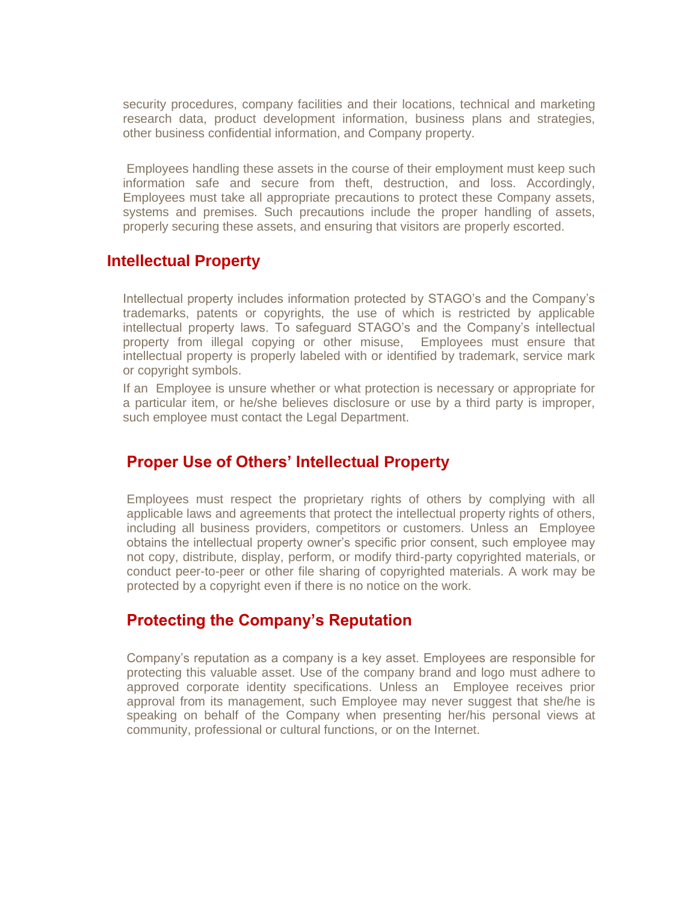security procedures, company facilities and their locations, technical and marketing research data, product development information, business plans and strategies, other business confidential information, and Company property.

Employees handling these assets in the course of their employment must keep such information safe and secure from theft, destruction, and loss. Accordingly, Employees must take all appropriate precautions to protect these Company assets, systems and premises. Such precautions include the proper handling of assets, properly securing these assets, and ensuring that visitors are properly escorted.

## Intellectual Property

Intellectual property includes information protected by STAGO's and the Company's trademarks, patents or copyrights, the use of which is restricted by applicable intellectual property laws. To safeguard STAGO's and the Company's intellectual property from illegal copying or other misuse, Employees must ensure that intellectual property is properly labeled with or identified by trademark, service mark or copyright symbols.

If an Employee is unsure whether or what protection is necessary or appropriate for a particular item, or he/she believes disclosure or use by a third party is improper, such employee must contact the Legal Department.

## Proper Use of Others' Intellectual Property

Employees must respect the proprietary rights of others by complying with all applicable laws and agreements that protect the intellectual property rights of others, including all business providers, competitors or customers. Unless an Employee obtains the intellectual property owner's specific prior consent, such employee may not copy, distribute, display, perform, or modify third-party copyrighted materials, or conduct peer-to-peer or other file sharing of copyrighted materials. A work may be protected by a copyright even if there is no notice on the work.

## Protecting the Company's Reputation

Company's reputation as a company is a key asset. Employees are responsible for protecting this valuable asset. Use of the company brand and logo must adhere to approved corporate identity specifications. Unless an Employee receives prior approval from its management, such Employee may never suggest that she/he is speaking on behalf of the Company when presenting her/his personal views at community, professional or cultural functions, or on the Internet.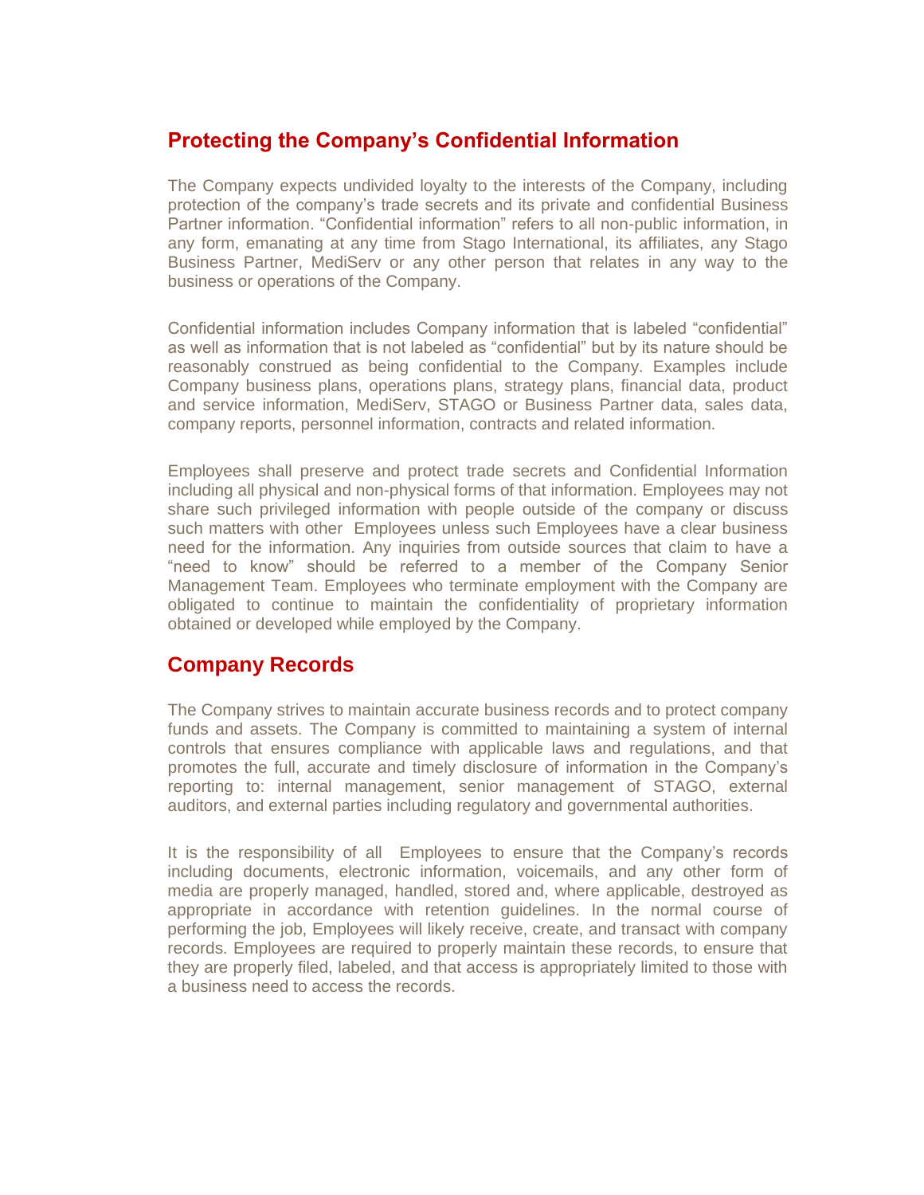## Protecting the Company's Confidential Information

The Company expects undivided loyalty to the interests of the Company, including protection of the company's trade secrets and its private and confidential Business Partner information. "Confidential information" refers to all non-public information, in any form, emanating at any time from Stago International, its affiliates, any Stago Business Partner, MediServ or any other person that relates in any way to the business or operations of the Company.

Confidential information includes Company information that is labeled "confidential" as well as information that is not labeled as "confidential" but by its nature should be reasonably construed as being confidential to the Company. Examples include Company business plans, operations plans, strategy plans, financial data, product and service information, MediServ, STAGO or Business Partner data, sales data, company reports, personnel information, contracts and related information.

Employees shall preserve and protect trade secrets and Confidential Information including all physical and non-physical forms of that information. Employees may not share such privileged information with people outside of the company or discuss such matters with other Employees unless such Employees have a clear business need for the information. Any inquiries from outside sources that claim to have a "need to know" should be referred to a member of the Company Senior Management Team. Employees who terminate employment with the Company are obligated to continue to maintain the confidentiality of proprietary information obtained or developed while employed by the Company.

## Company Records

The Company strives to maintain accurate business records and to protect company funds and assets. The Company is committed to maintaining a system of internal controls that ensures compliance with applicable laws and regulations, and that promotes the full, accurate and timely disclosure of information in the Company's reporting to: internal management, senior management of STAGO, external auditors, and external parties including regulatory and governmental authorities.

It is the responsibility of all Employees to ensure that the Company's records including documents, electronic information, voicemails, and any other form of media are properly managed, handled, stored and, where applicable, destroyed as appropriate in accordance with retention guidelines. In the normal course of performing the job, Employees will likely receive, create, and transact with company records. Employees are required to properly maintain these records, to ensure that they are properly filed, labeled, and that access is appropriately limited to those with a business need to access the records.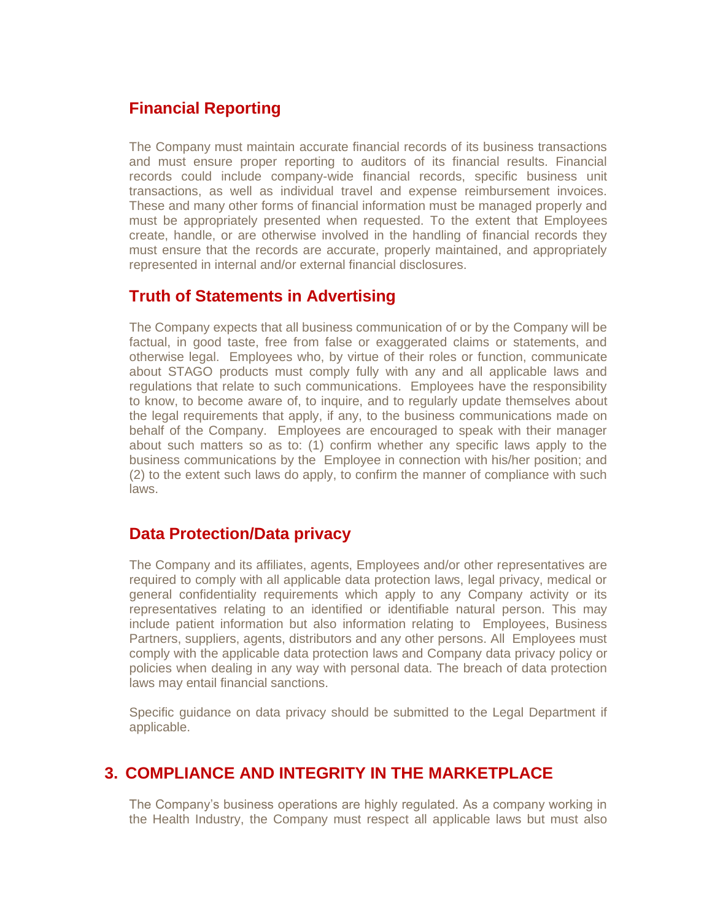### Financial Reporting

The Company must maintain accurate financial records of its business transactions and must ensure proper reporting to auditors of its financial results. Financial records could include company-wide financial records, specific business unit transactions, as well as individual travel and expense reimbursement invoices. These and many other forms of financial information must be managed properly and must be appropriately presented when requested. To the extent that Employees create, handle, or are otherwise involved in the handling of financial records they must ensure that the records are accurate, properly maintained, and appropriately represented in internal and/or external financial disclosures.

### Truth of Statements in Advertising

The Company expects that all business communication of or by the Company will be factual, in good taste, free from false or exaggerated claims or statements, and otherwise legal. Employees who, by virtue of their roles or function, communicate about STAGO products must comply fully with any and all applicable laws and regulations that relate to such communications. Employees have the responsibility to know, to become aware of, to inquire, and to regularly update themselves about the legal requirements that apply, if any, to the business communications made on behalf of the Company. Employees are encouraged to speak with their manager about such matters so as to: (1) confirm whether any specific laws apply to the business communications by the Employee in connection with his/her position; and (2) to the extent such laws do apply, to confirm the manner of compliance with such laws.

### Data Protection/Data privacy

The Company and its affiliates, agents, Employees and/or other representatives are required to comply with all applicable data protection laws, legal privacy, medical or general confidentiality requirements which apply to any Company activity or its representatives relating to an identified or identifiable natural person. This may include patient information but also information relating to Employees, Business Partners, suppliers, agents, distributors and any other persons. All Employees must comply with the applicable data protection laws and Company data privacy policy or policies when dealing in any way with personal data. The breach of data protection laws may entail financial sanctions.

Specific guidance on data privacy should be submitted to the Legal Department if applicable.

## 3. COMPLIANCE AND INTEGRITY IN THE MARKETPLACE

The Company's business operations are highly regulated. As a company working in the Health Industry, the Company must respect all applicable laws but must also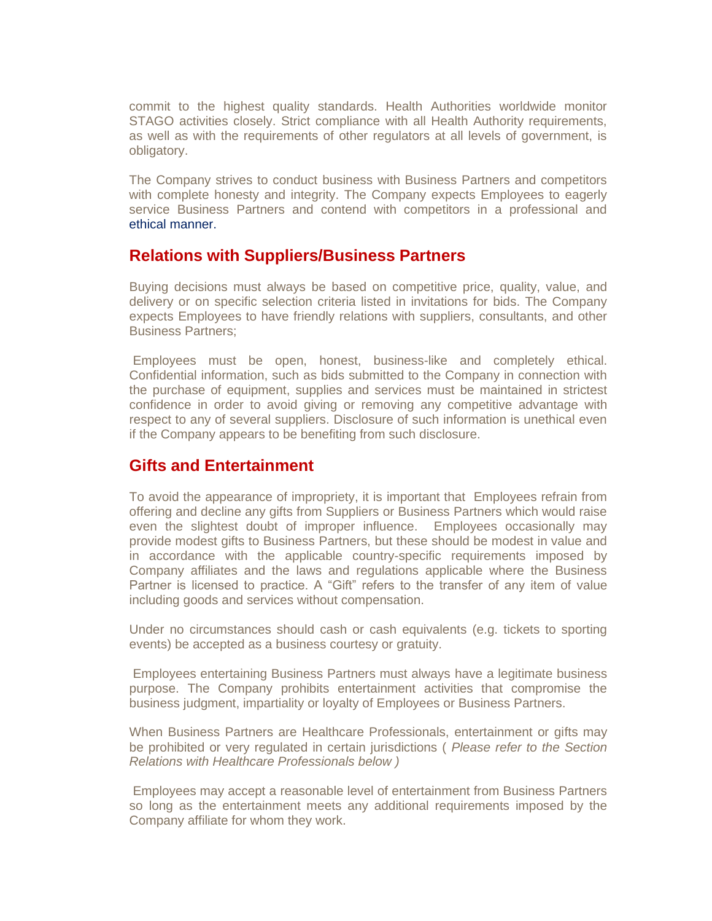commit to the highest quality standards. Health Authorities worldwide monitor STAGO activities closely. Strict compliance with all Health Authority requirements, as well as with the requirements of other regulators at all levels of government, is obligatory.

The Company strives to conduct business with Business Partners and competitors with complete honesty and integrity. The Company expects Employees to eagerly service Business Partners and contend with competitors in a professional and ethical manner.

## Relations with Suppliers/Business Partners

Buying decisions must always be based on competitive price, quality, value, and delivery or on specific selection criteria listed in invitations for bids. The Company expects Employees to have friendly relations with suppliers, consultants, and other Business Partners;

Employees must be open, honest, business-like and completely ethical. Confidential information, such as bids submitted to the Company in connection with the purchase of equipment, supplies and services must be maintained in strictest confidence in order to avoid giving or removing any competitive advantage with respect to any of several suppliers. Disclosure of such information is unethical even if the Company appears to be benefiting from such disclosure.

## Gifts and Entertainment

To avoid the appearance of impropriety, it is important that Employees refrain from offering and decline any gifts from Suppliers or Business Partners which would raise even the slightest doubt of improper influence. Employees occasionally may provide modest gifts to Business Partners, but these should be modest in value and in accordance with the applicable country-specific requirements imposed by Company affiliates and the laws and regulations applicable where the Business Partner is licensed to practice. A "Gift" refers to the transfer of any item of value including goods and services without compensation.

Under no circumstances should cash or cash equivalents (e.g. tickets to sporting events) be accepted as a business courtesy or gratuity.

Employees entertaining Business Partners must always have a legitimate business purpose. The Company prohibits entertainment activities that compromise the business judgment, impartiality or loyalty of Employees or Business Partners.

When Business Partners are Healthcare Professionals, entertainment or gifts may be prohibited or very regulated in certain jurisdictions ( *Please refer to the Section Relations with Healthcare Professionals below )*

Employees may accept a reasonable level of entertainment from Business Partners so long as the entertainment meets any additional requirements imposed by the Company affiliate for whom they work.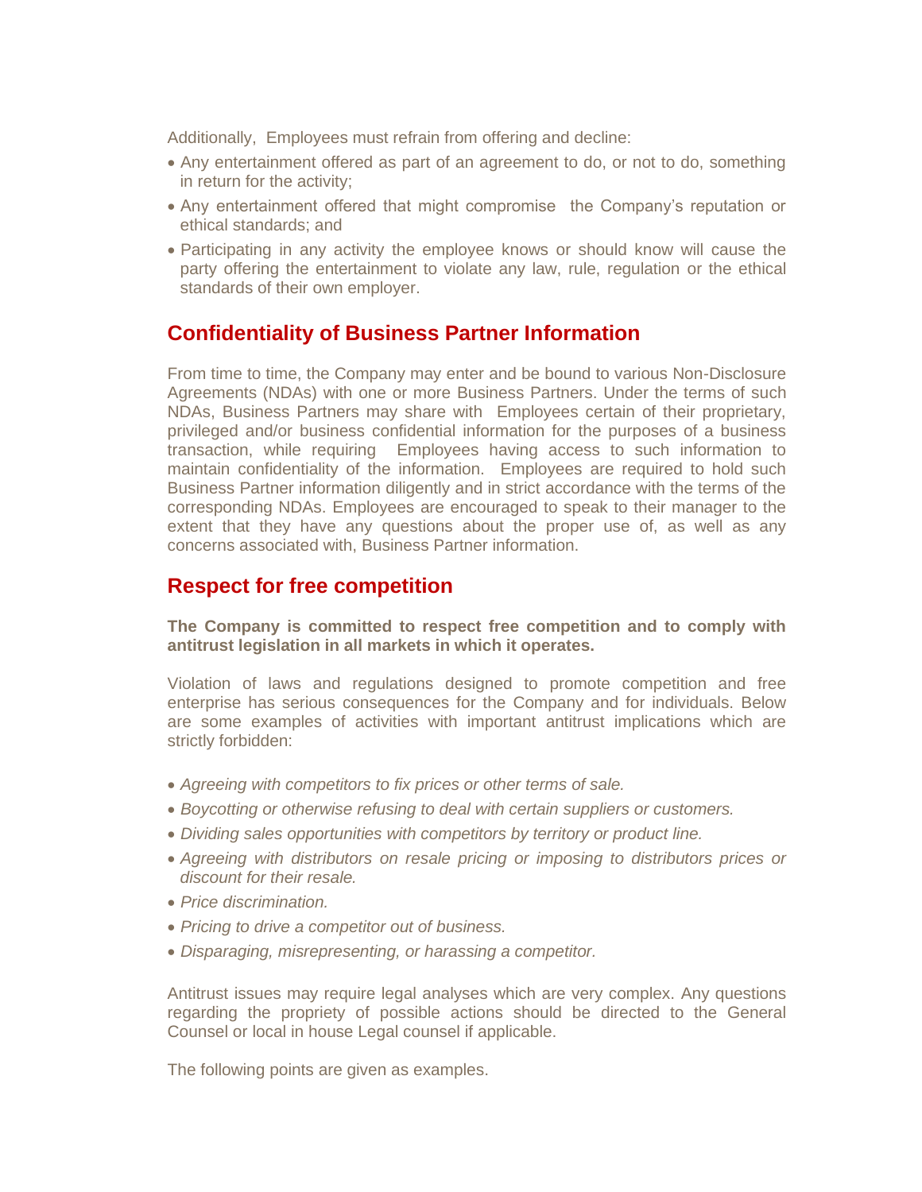Additionally, Employees must refrain from offering and decline:

- Any entertainment offered as part of an agreement to do, or not to do, something in return for the activity;
- Any entertainment offered that might compromise the Company's reputation or ethical standards; and
- Participating in any activity the employee knows or should know will cause the party offering the entertainment to violate any law, rule, regulation or the ethical standards of their own employer.

## Confidentiality of Business Partner Information

From time to time, the Company may enter and be bound to various Non-Disclosure Agreements (NDAs) with one or more Business Partners. Under the terms of such NDAs, Business Partners may share with Employees certain of their proprietary, privileged and/or business confidential information for the purposes of a business transaction, while requiring Employees having access to such information to maintain confidentiality of the information. Employees are required to hold such Business Partner information diligently and in strict accordance with the terms of the corresponding NDAs. Employees are encouraged to speak to their manager to the extent that they have any questions about the proper use of, as well as any concerns associated with, Business Partner information.

## Respect for free competition

**The Company is committed to respect free competition and to comply with antitrust legislation in all markets in which it operates.**

Violation of laws and regulations designed to promote competition and free enterprise has serious consequences for the Company and for individuals. Below are some examples of activities with important antitrust implications which are strictly forbidden:

- *Agreeing with competitors to fix prices or other terms of sale.*
- *Boycotting or otherwise refusing to deal with certain suppliers or customers.*
- *Dividing sales opportunities with competitors by territory or product line.*
- *Agreeing with distributors on resale pricing or imposing to distributors prices or discount for their resale.*
- *Price discrimination.*
- *Pricing to drive a competitor out of business.*
- *Disparaging, misrepresenting, or harassing a competitor.*

Antitrust issues may require legal analyses which are very complex. Any questions regarding the propriety of possible actions should be directed to the General Counsel or local in house Legal counsel if applicable.

The following points are given as examples.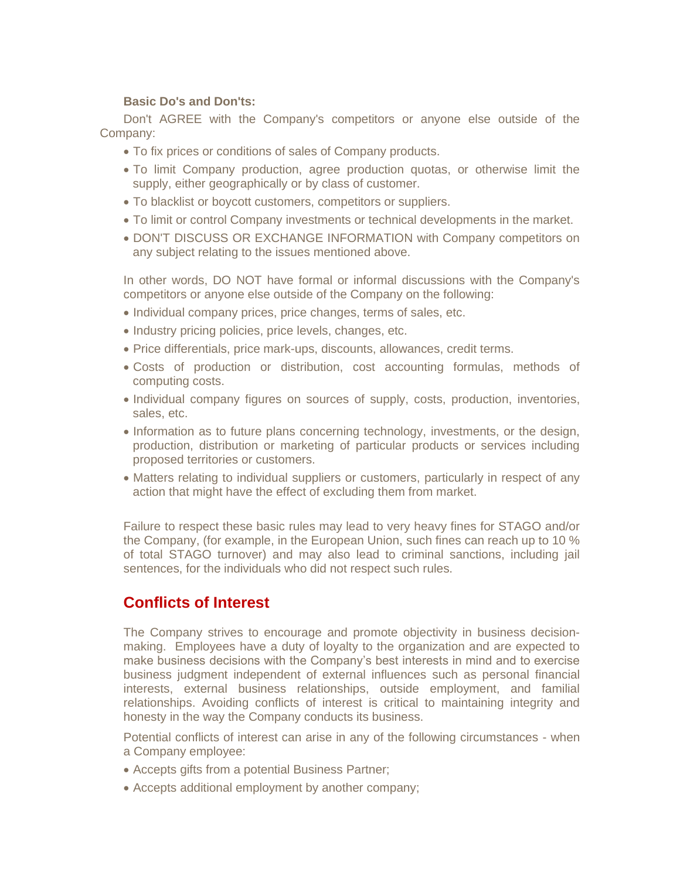**Basic Do's and Don'ts:**

Don't AGREE with the Company's competitors or anyone else outside of the Company:

- To fix prices or conditions of sales of Company products.
- To limit Company production, agree production quotas, or otherwise limit the supply, either geographically or by class of customer.
- To blacklist or boycott customers, competitors or suppliers.
- To limit or control Company investments or technical developments in the market.
- DON'T DISCUSS OR EXCHANGE INFORMATION with Company competitors on any subject relating to the issues mentioned above.

In other words, DO NOT have formal or informal discussions with the Company's competitors or anyone else outside of the Company on the following:

- Individual company prices, price changes, terms of sales, etc.
- Industry pricing policies, price levels, changes, etc.
- Price differentials, price mark-ups, discounts, allowances, credit terms.
- Costs of production or distribution, cost accounting formulas, methods of computing costs.
- Individual company figures on sources of supply, costs, production, inventories, sales, etc.
- Information as to future plans concerning technology, investments, or the design, production, distribution or marketing of particular products or services including proposed territories or customers.
- Matters relating to individual suppliers or customers, particularly in respect of any action that might have the effect of excluding them from market.

Failure to respect these basic rules may lead to very heavy fines for STAGO and/or the Company, (for example, in the European Union, such fines can reach up to 10 % of total STAGO turnover) and may also lead to criminal sanctions, including jail sentences, for the individuals who did not respect such rules.

## Conflicts of Interest

The Company strives to encourage and promote objectivity in business decision-making. Employees have a duty of loyalty to the organization and are expected to make business decisions with the Company's best interests in mind and to exercise business judgment independent of external influences such as personal financial interests, external business relationships, outside employment, and familial relationships. Avoiding conflicts of interest is critical to maintaining integrity and honesty in the way the Company conducts its business.

Potential conflicts of interest can arise in any of the following circumstances - when a Company employee:

- Accepts gifts from a potential Business Partner;
- Accepts additional employment by another company;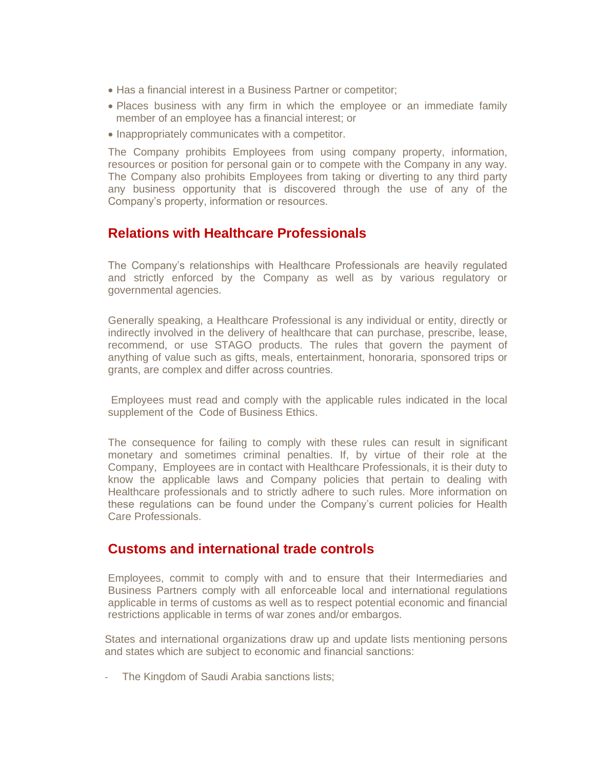- Has a financial interest in a Business Partner or competitor;
- Places business with any firm in which the employee or an immediate family member of an employee has a financial interest; or
- Inappropriately communicates with a competitor.

The Company prohibits Employees from using company property, information, resources or position for personal gain or to compete with the Company in any way. The Company also prohibits Employees from taking or diverting to any third party any business opportunity that is discovered through the use of any of the Company's property, information or resources.

## Relations with Healthcare Professionals

The Company's relationships with Healthcare Professionals are heavily regulated and strictly enforced by the Company as well as by various regulatory or governmental agencies.

Generally speaking, a Healthcare Professional is any individual or entity, directly or indirectly involved in the delivery of healthcare that can purchase, prescribe, lease, recommend, or use STAGO products. The rules that govern the payment of anything of value such as gifts, meals, entertainment, honoraria, sponsored trips or grants, are complex and differ across countries.

Employees must read and comply with the applicable rules indicated in the local supplement of the Code of Business Ethics.

The consequence for failing to comply with these rules can result in significant monetary and sometimes criminal penalties. If, by virtue of their role at the Company, Employees are in contact with Healthcare Professionals, it is their duty to know the applicable laws and Company policies that pertain to dealing with Healthcare professionals and to strictly adhere to such rules. More information on these regulations can be found under the Company's current policies for Health Care Professionals.

## Customs and international trade controls

Employees, commit to comply with and to ensure that their Intermediaries and Business Partners comply with all enforceable local and international regulations applicable in terms of customs as well as to respect potential economic and financial restrictions applicable in terms of war zones and/or embargos.

States and international organizations draw up and update lists mentioning persons and states which are subject to economic and financial sanctions:

- The Kingdom of Saudi Arabia sanctions lists;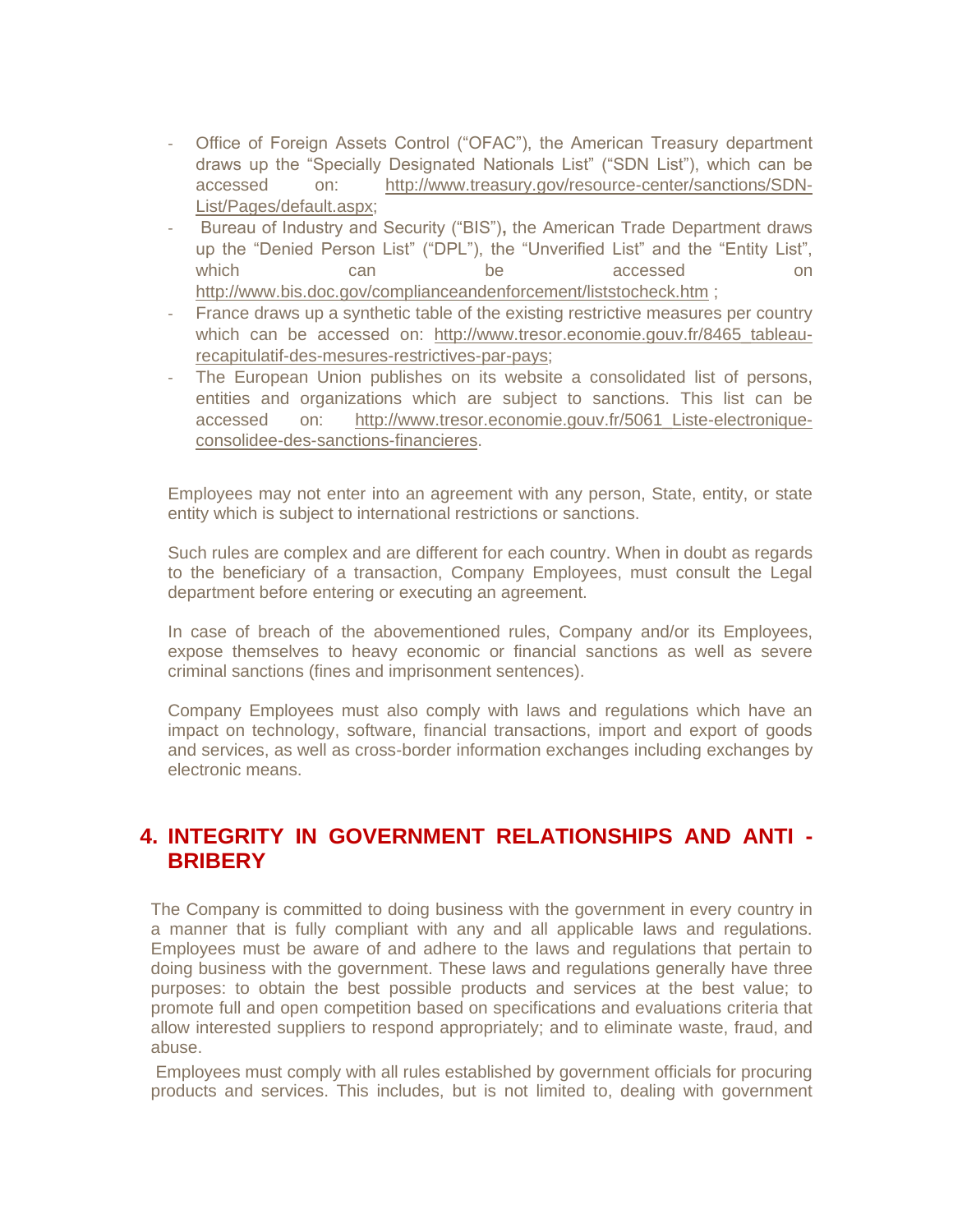- Office of Foreign Assets Control ("OFAC"), the American Treasury department draws up the "Specially Designated Nationals List" ("SDN List"), which can be accessed on: http://www.treasury.gov/resource-center/sanctions/SDN-List/Pages/default.aspx;
- Bureau of Industry and Security ("BIS"), the American Trade Department draws up the "Denied Person List" ("DPL"), the "Unverified List" and the "Entity List", which can be accessed on http://www.bis.doc.gov/complianceandenforcement/liststocheck.htm ;
- France draws up a synthetic table of the existing restrictive measures per country which can be accessed on: http://www.tresor.economie.gouv.fr/8465_tableau-recapitulatif-des-mesures-restrictives-par-pays;
- The European Union publishes on its website a consolidated list of persons, entities and organizations which are subject to sanctions. This list can be accessed on: http://www.tresor.economie.gouv.fr/5061_Liste-electronique-consolidee-des-sanctions-financieres.

Employees may not enter into an agreement with any person, State, entity, or state entity which is subject to international restrictions or sanctions.

Such rules are complex and are different for each country. When in doubt as regards to the beneficiary of a transaction, Company Employees, must consult the Legal department before entering or executing an agreement.

In case of breach of the abovementioned rules, Company and/or its Employees, expose themselves to heavy economic or financial sanctions as well as severe criminal sanctions (fines and imprisonment sentences).

Company Employees must also comply with laws and regulations which have an impact on technology, software, financial transactions, import and export of goods and services, as well as cross-border information exchanges including exchanges by electronic means.

## 4. INTEGRITY IN GOVERNMENT RELATIONSHIPS AND ANTI - BRIBERY

The Company is committed to doing business with the government in every country in a manner that is fully compliant with any and all applicable laws and regulations. Employees must be aware of and adhere to the laws and regulations that pertain to doing business with the government. These laws and regulations generally have three purposes: to obtain the best possible products and services at the best value; to promote full and open competition based on specifications and evaluations criteria that allow interested suppliers to respond appropriately; and to eliminate waste, fraud, and abuse.

Employees must comply with all rules established by government officials for procuring products and services. This includes, but is not limited to, dealing with government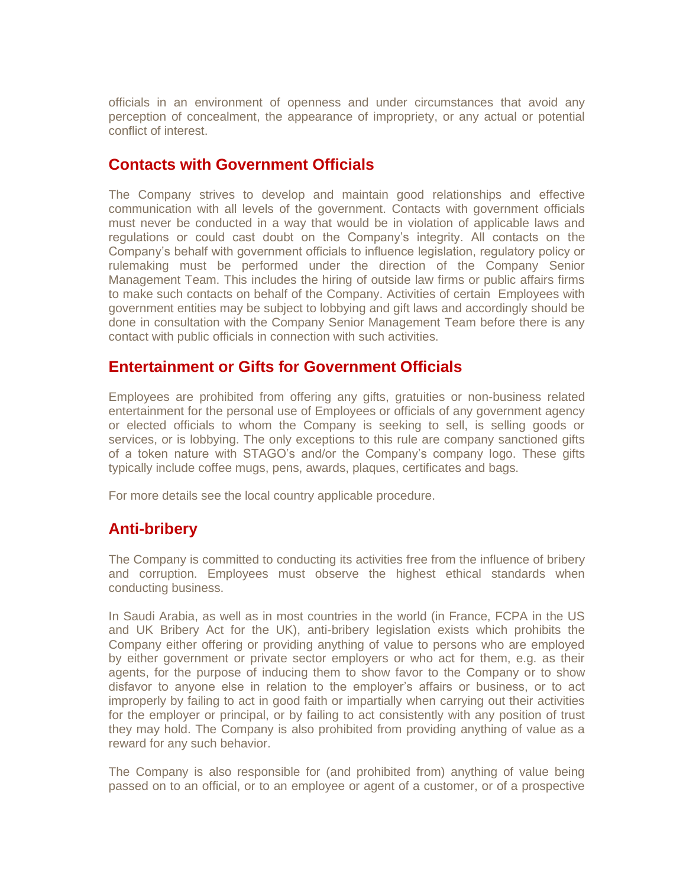officials in an environment of openness and under circumstances that avoid any perception of concealment, the appearance of impropriety, or any actual or potential conflict of interest.

## Contacts with Government Officials

The Company strives to develop and maintain good relationships and effective communication with all levels of the government. Contacts with government officials must never be conducted in a way that would be in violation of applicable laws and regulations or could cast doubt on the Company's integrity. All contacts on the Company's behalf with government officials to influence legislation, regulatory policy or rulemaking must be performed under the direction of the Company Senior Management Team. This includes the hiring of outside law firms or public affairs firms to make such contacts on behalf of the Company. Activities of certain Employees with government entities may be subject to lobbying and gift laws and accordingly should be done in consultation with the Company Senior Management Team before there is any contact with public officials in connection with such activities.

## Entertainment or Gifts for Government Officials

Employees are prohibited from offering any gifts, gratuities or non-business related entertainment for the personal use of Employees or officials of any government agency or elected officials to whom the Company is seeking to sell, is selling goods or services, or is lobbying. The only exceptions to this rule are company sanctioned gifts of a token nature with STAGO's and/or the Company's company logo. These gifts typically include coffee mugs, pens, awards, plaques, certificates and bags.

For more details see the local country applicable procedure.

## Anti-bribery

The Company is committed to conducting its activities free from the influence of bribery and corruption. Employees must observe the highest ethical standards when conducting business.

In Saudi Arabia, as well as in most countries in the world (in France, FCPA in the US and UK Bribery Act for the UK), anti-bribery legislation exists which prohibits the Company either offering or providing anything of value to persons who are employed by either government or private sector employers or who act for them, e.g. as their agents, for the purpose of inducing them to show favor to the Company or to show disfavor to anyone else in relation to the employer's affairs or business, or to act improperly by failing to act in good faith or impartially when carrying out their activities for the employer or principal, or by failing to act consistently with any position of trust they may hold. The Company is also prohibited from providing anything of value as a reward for any such behavior.

The Company is also responsible for (and prohibited from) anything of value being passed on to an official, or to an employee or agent of a customer, or of a prospective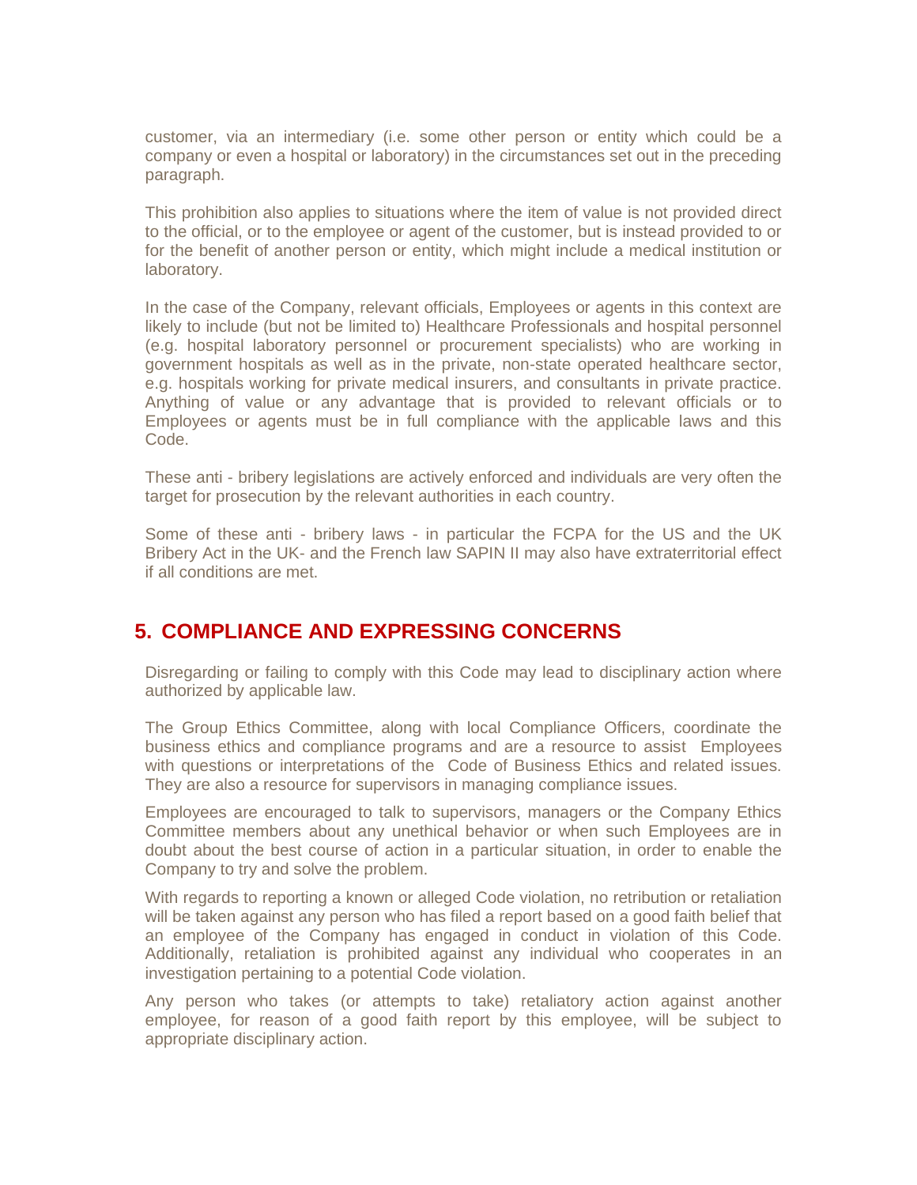customer, via an intermediary (i.e. some other person or entity which could be a company or even a hospital or laboratory) in the circumstances set out in the preceding paragraph.

This prohibition also applies to situations where the item of value is not provided direct to the official, or to the employee or agent of the customer, but is instead provided to or for the benefit of another person or entity, which might include a medical institution or laboratory.

In the case of the Company, relevant officials, Employees or agents in this context are likely to include (but not be limited to) Healthcare Professionals and hospital personnel (e.g. hospital laboratory personnel or procurement specialists) who are working in government hospitals as well as in the private, non-state operated healthcare sector, e.g. hospitals working for private medical insurers, and consultants in private practice. Anything of value or any advantage that is provided to relevant officials or to Employees or agents must be in full compliance with the applicable laws and this Code.

These anti - bribery legislations are actively enforced and individuals are very often the target for prosecution by the relevant authorities in each country.

Some of these anti - bribery laws - in particular the FCPA for the US and the UK Bribery Act in the UK- and the French law SAPIN II may also have extraterritorial effect if all conditions are met.

## 5. COMPLIANCE AND EXPRESSING CONCERNS

Disregarding or failing to comply with this Code may lead to disciplinary action where authorized by applicable law.

The Group Ethics Committee, along with local Compliance Officers, coordinate the business ethics and compliance programs and are a resource to assist Employees with questions or interpretations of the Code of Business Ethics and related issues. They are also a resource for supervisors in managing compliance issues.

Employees are encouraged to talk to supervisors, managers or the Company Ethics Committee members about any unethical behavior or when such Employees are in doubt about the best course of action in a particular situation, in order to enable the Company to try and solve the problem.

With regards to reporting a known or alleged Code violation, no retribution or retaliation will be taken against any person who has filed a report based on a good faith belief that an employee of the Company has engaged in conduct in violation of this Code. Additionally, retaliation is prohibited against any individual who cooperates in an investigation pertaining to a potential Code violation.

Any person who takes (or attempts to take) retaliatory action against another employee, for reason of a good faith report by this employee, will be subject to appropriate disciplinary action.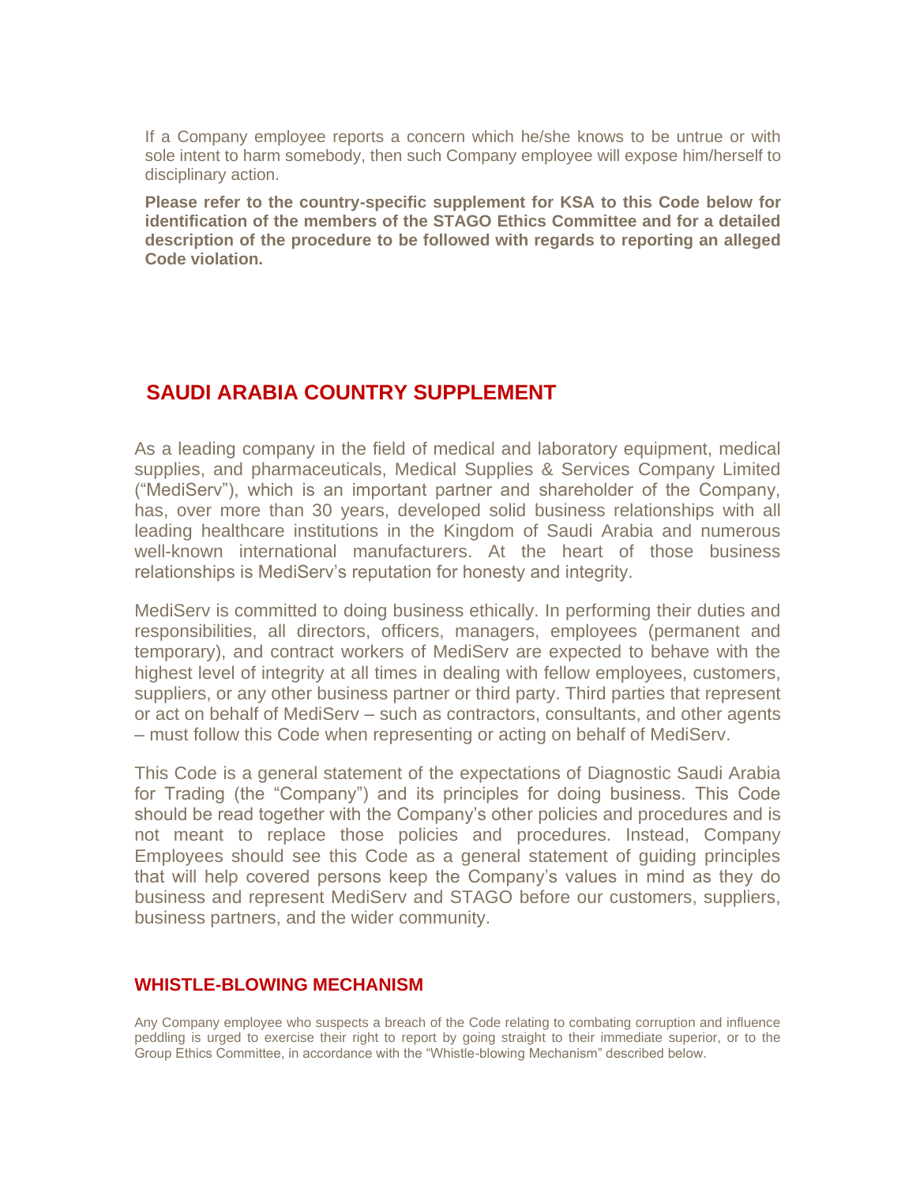If a Company employee reports a concern which he/she knows to be untrue or with sole intent to harm somebody, then such Company employee will expose him/herself to disciplinary action.

**Please refer to the country-specific supplement for KSA to this Code below for identification of the members of the STAGO Ethics Committee and for a detailed description of the procedure to be followed with regards to reporting an alleged Code violation.**

## SAUDI ARABIA COUNTRY SUPPLEMENT

As a leading company in the field of medical and laboratory equipment, medical supplies, and pharmaceuticals, Medical Supplies & Services Company Limited ("MediServ"), which is an important partner and shareholder of the Company, has, over more than 30 years, developed solid business relationships with all leading healthcare institutions in the Kingdom of Saudi Arabia and numerous well-known international manufacturers. At the heart of those business relationships is MediServ's reputation for honesty and integrity.

MediServ is committed to doing business ethically. In performing their duties and responsibilities, all directors, officers, managers, employees (permanent and temporary), and contract workers of MediServ are expected to behave with the highest level of integrity at all times in dealing with fellow employees, customers, suppliers, or any other business partner or third party. Third parties that represent or act on behalf of MediServ – such as contractors, consultants, and other agents – must follow this Code when representing or acting on behalf of MediServ.

This Code is a general statement of the expectations of Diagnostic Saudi Arabia for Trading (the "Company") and its principles for doing business. This Code should be read together with the Company's other policies and procedures and is not meant to replace those policies and procedures. Instead, Company Employees should see this Code as a general statement of guiding principles that will help covered persons keep the Company's values in mind as they do business and represent MediServ and STAGO before our customers, suppliers, business partners, and the wider community.

### WHISTLE-BLOWING MECHANISM

Any Company employee who suspects a breach of the Code relating to combating corruption and influence peddling is urged to exercise their right to report by going straight to their immediate superior, or to the Group Ethics Committee, in accordance with the "Whistle-blowing Mechanism" described below.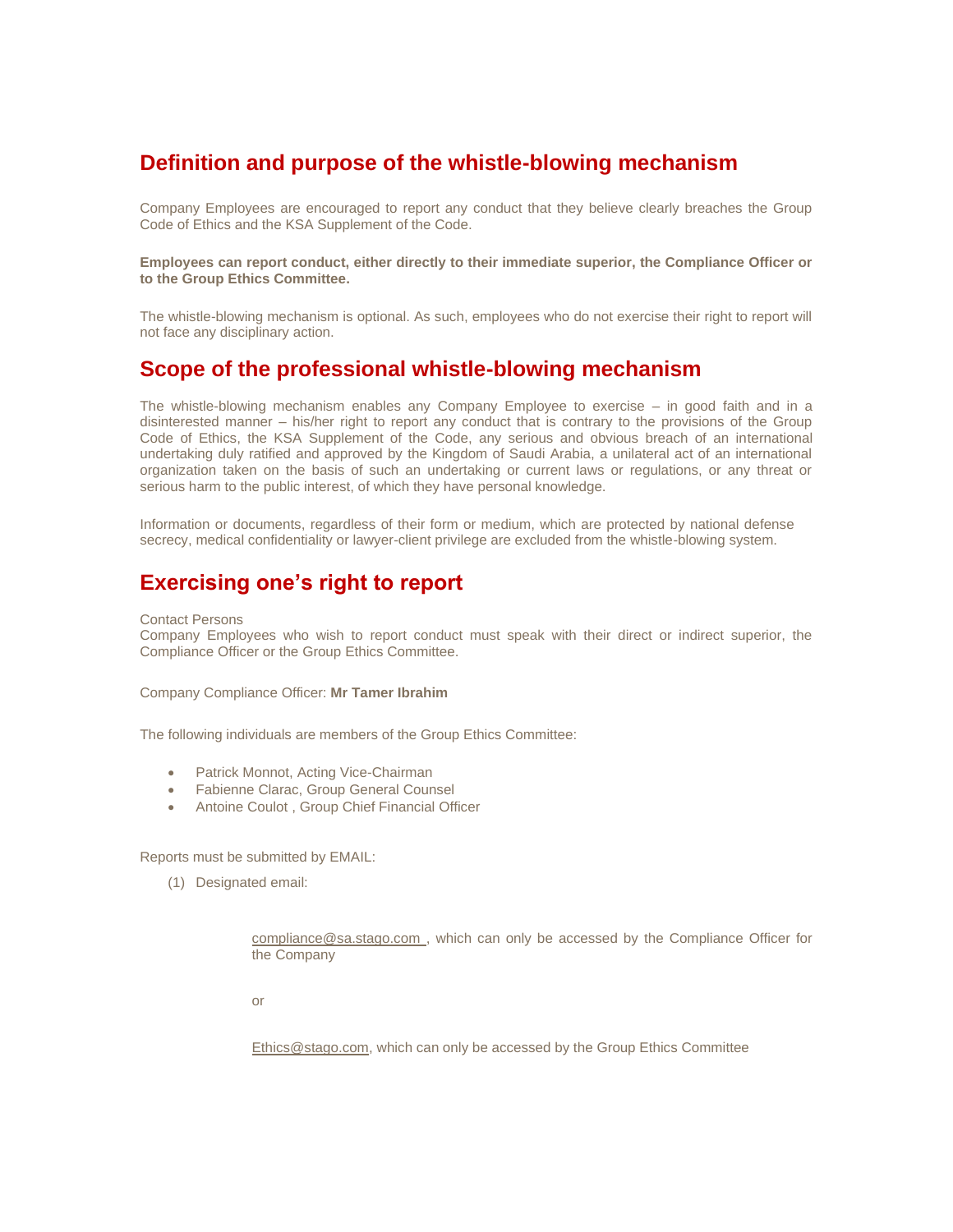## Definition and purpose of the whistle-blowing mechanism

Company Employees are encouraged to report any conduct that they believe clearly breaches the Group Code of Ethics and the KSA Supplement of the Code.

**Employees can report conduct, either directly to their immediate superior, the Compliance Officer or to the Group Ethics Committee.**

The whistle-blowing mechanism is optional. As such, employees who do not exercise their right to report will not face any disciplinary action.

## Scope of the professional whistle-blowing mechanism

The whistle-blowing mechanism enables any Company Employee to exercise – in good faith and in a disinterested manner – his/her right to report any conduct that is contrary to the provisions of the Group Code of Ethics, the KSA Supplement of the Code, any serious and obvious breach of an international undertaking duly ratified and approved by the Kingdom of Saudi Arabia, a unilateral act of an international organization taken on the basis of such an undertaking or current laws or regulations, or any threat or serious harm to the public interest, of which they have personal knowledge.

Information or documents, regardless of their form or medium, which are protected by national defense secrecy, medical confidentiality or lawyer-client privilege are excluded from the whistle-blowing system.

## Exercising one's right to report

Contact Persons
Company Employees who wish to report conduct must speak with their direct or indirect superior, the Compliance Officer or the Group Ethics Committee.

Company Compliance Officer: **Mr Tamer Ibrahim**

The following individuals are members of the Group Ethics Committee:

- Patrick Monnot, Acting Vice-Chairman
- Fabienne Clarac, Group General Counsel
- Antoine Coulot , Group Chief Financial Officer

Reports must be submitted by EMAIL:

(1) Designated email:

compliance@sa.stago.com , which can only be accessed by the Compliance Officer for the Company

or

Ethics@stago.com, which can only be accessed by the Group Ethics Committee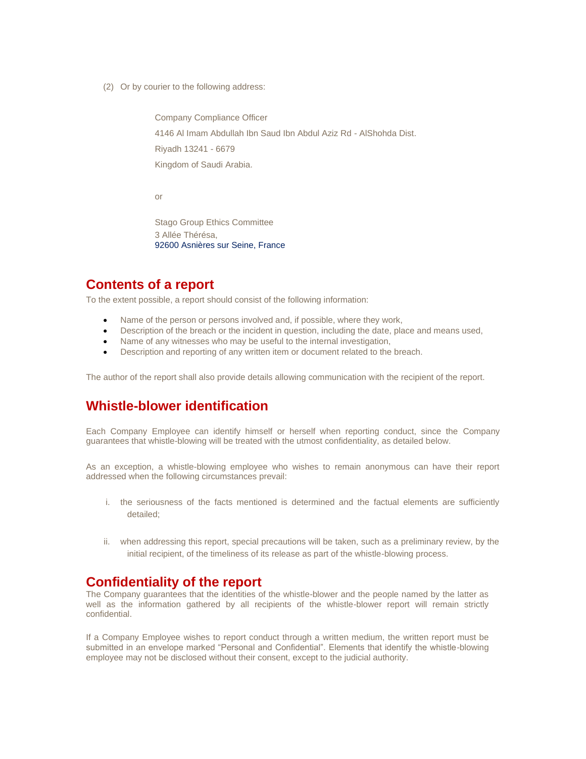(2) Or by courier to the following address:

Company Compliance Officer
4146 Al Imam Abdullah Ibn Saud Ibn Abdul Aziz Rd - AlShohda Dist.
Riyadh 13241 - 6679
Kingdom of Saudi Arabia.

or

Stago Group Ethics Committee
3 Allée Thérésa,
92600 Asnières sur Seine, France

## Contents of a report

To the extent possible, a report should consist of the following information:

- Name of the person or persons involved and, if possible, where they work,
- Description of the breach or the incident in question, including the date, place and means used,
- Name of any witnesses who may be useful to the internal investigation,
- Description and reporting of any written item or document related to the breach.

The author of the report shall also provide details allowing communication with the recipient of the report.

## Whistle-blower identification

Each Company Employee can identify himself or herself when reporting conduct, since the Company guarantees that whistle-blowing will be treated with the utmost confidentiality, as detailed below.

As an exception, a whistle-blowing employee who wishes to remain anonymous can have their report addressed when the following circumstances prevail:

i. the seriousness of the facts mentioned is determined and the factual elements are sufficiently detailed;

ii. when addressing this report, special precautions will be taken, such as a preliminary review, by the initial recipient, of the timeliness of its release as part of the whistle-blowing process.

## Confidentiality of the report

The Company guarantees that the identities of the whistle-blower and the people named by the latter as well as the information gathered by all recipients of the whistle-blower report will remain strictly confidential.

If a Company Employee wishes to report conduct through a written medium, the written report must be submitted in an envelope marked "Personal and Confidential". Elements that identify the whistle-blowing employee may not be disclosed without their consent, except to the judicial authority.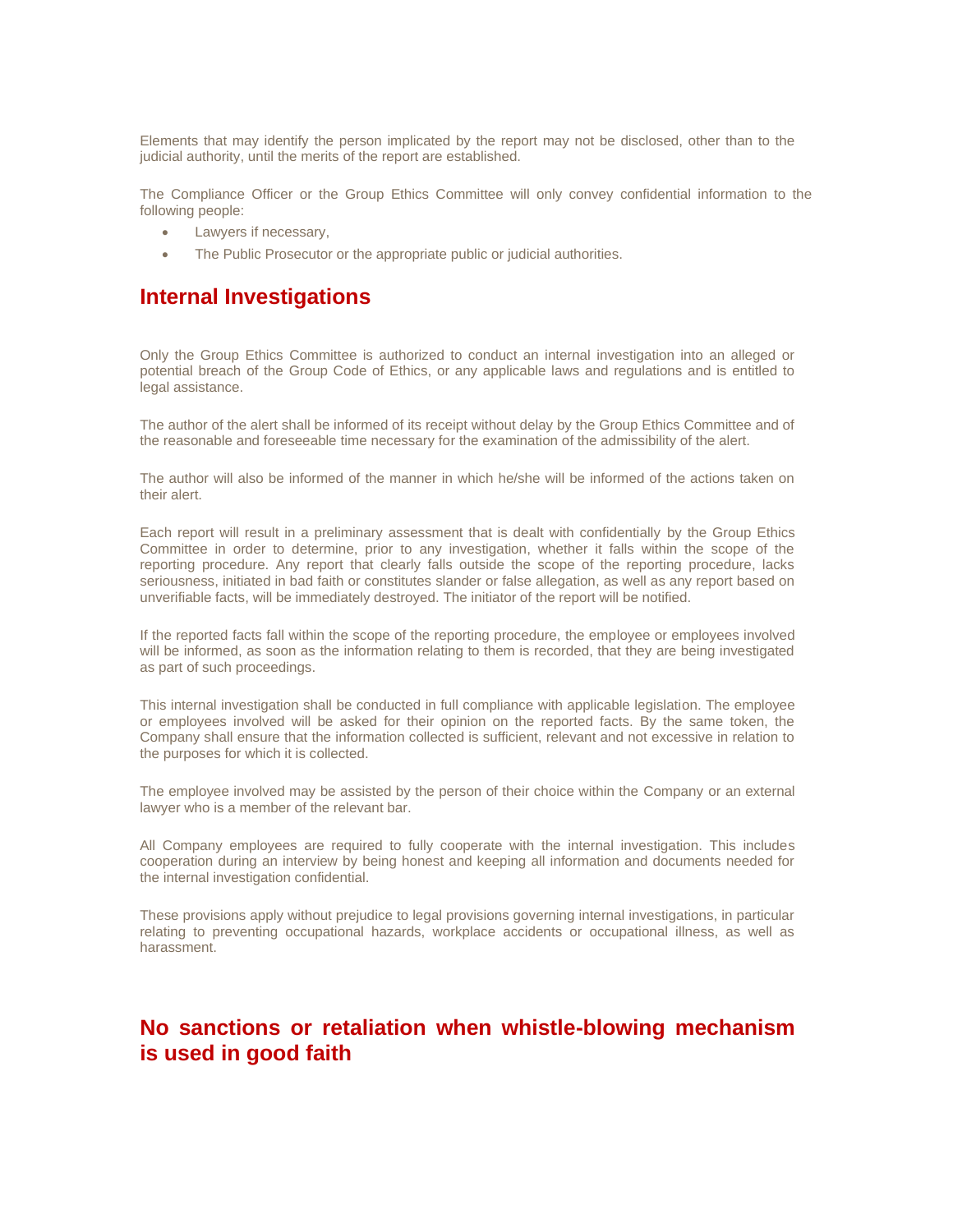Elements that may identify the person implicated by the report may not be disclosed, other than to the judicial authority, until the merits of the report are established.

The Compliance Officer or the Group Ethics Committee will only convey confidential information to the following people:

- Lawyers if necessary,
- The Public Prosecutor or the appropriate public or judicial authorities.

## Internal Investigations

Only the Group Ethics Committee is authorized to conduct an internal investigation into an alleged or potential breach of the Group Code of Ethics, or any applicable laws and regulations and is entitled to legal assistance.

The author of the alert shall be informed of its receipt without delay by the Group Ethics Committee and of the reasonable and foreseeable time necessary for the examination of the admissibility of the alert.

The author will also be informed of the manner in which he/she will be informed of the actions taken on their alert.

Each report will result in a preliminary assessment that is dealt with confidentially by the Group Ethics Committee in order to determine, prior to any investigation, whether it falls within the scope of the reporting procedure. Any report that clearly falls outside the scope of the reporting procedure, lacks seriousness, initiated in bad faith or constitutes slander or false allegation, as well as any report based on unverifiable facts, will be immediately destroyed. The initiator of the report will be notified.

If the reported facts fall within the scope of the reporting procedure, the employee or employees involved will be informed, as soon as the information relating to them is recorded, that they are being investigated as part of such proceedings.

This internal investigation shall be conducted in full compliance with applicable legislation. The employee or employees involved will be asked for their opinion on the reported facts. By the same token, the Company shall ensure that the information collected is sufficient, relevant and not excessive in relation to the purposes for which it is collected.

The employee involved may be assisted by the person of their choice within the Company or an external lawyer who is a member of the relevant bar.

All Company employees are required to fully cooperate with the internal investigation. This includes cooperation during an interview by being honest and keeping all information and documents needed for the internal investigation confidential.

These provisions apply without prejudice to legal provisions governing internal investigations, in particular relating to preventing occupational hazards, workplace accidents or occupational illness, as well as harassment.

## No sanctions or retaliation when whistle-blowing mechanism is used in good faith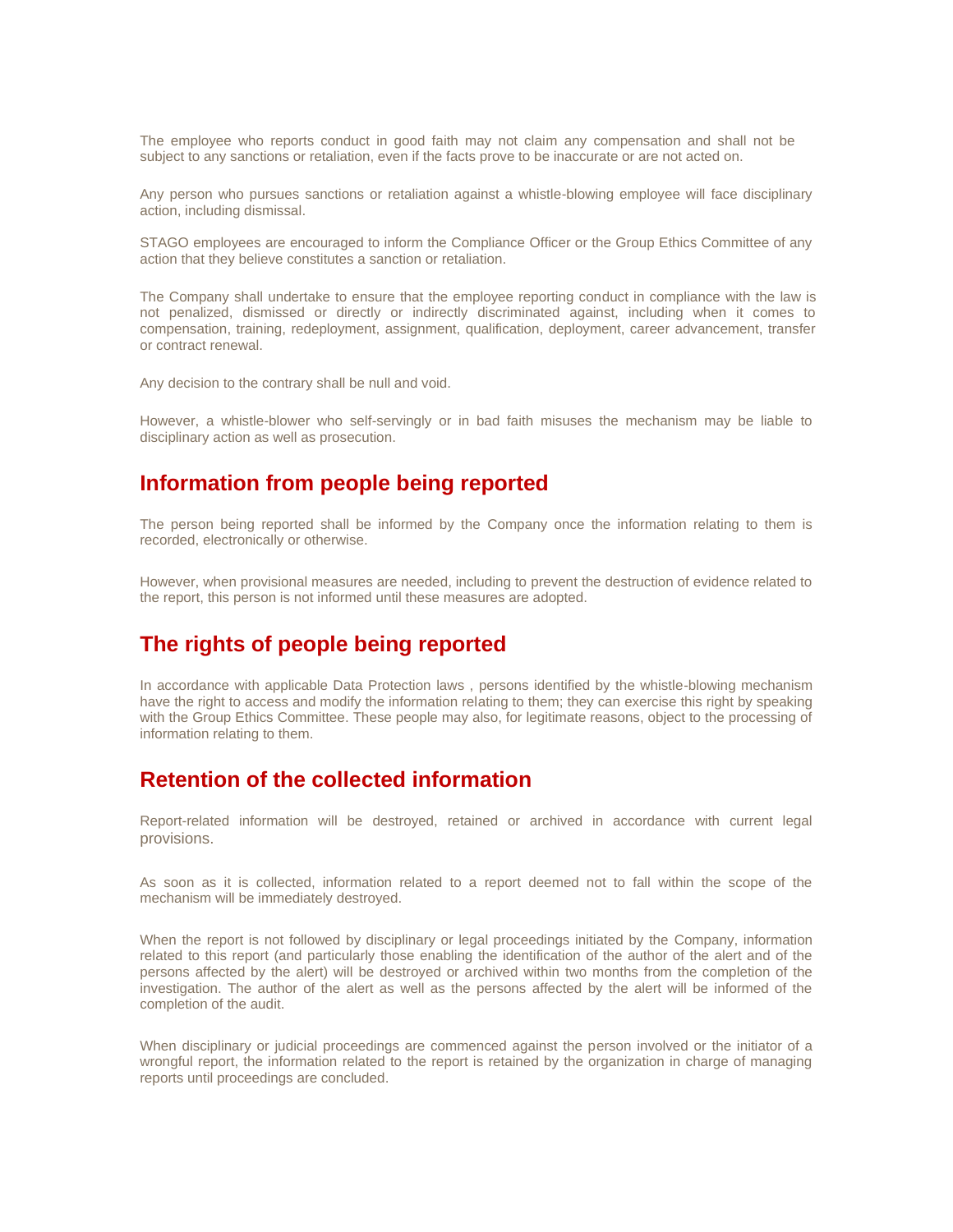The employee who reports conduct in good faith may not claim any compensation and shall not be subject to any sanctions or retaliation, even if the facts prove to be inaccurate or are not acted on.

Any person who pursues sanctions or retaliation against a whistle-blowing employee will face disciplinary action, including dismissal.

STAGO employees are encouraged to inform the Compliance Officer or the Group Ethics Committee of any action that they believe constitutes a sanction or retaliation.

The Company shall undertake to ensure that the employee reporting conduct in compliance with the law is not penalized, dismissed or directly or indirectly discriminated against, including when it comes to compensation, training, redeployment, assignment, qualification, deployment, career advancement, transfer or contract renewal.

Any decision to the contrary shall be null and void.

However, a whistle-blower who self-servingly or in bad faith misuses the mechanism may be liable to disciplinary action as well as prosecution.

## Information from people being reported

The person being reported shall be informed by the Company once the information relating to them is recorded, electronically or otherwise.

However, when provisional measures are needed, including to prevent the destruction of evidence related to the report, this person is not informed until these measures are adopted.

## The rights of people being reported

In accordance with applicable Data Protection laws , persons identified by the whistle-blowing mechanism have the right to access and modify the information relating to them; they can exercise this right by speaking with the Group Ethics Committee. These people may also, for legitimate reasons, object to the processing of information relating to them.

## Retention of the collected information

Report-related information will be destroyed, retained or archived in accordance with current legal provisions.

As soon as it is collected, information related to a report deemed not to fall within the scope of the mechanism will be immediately destroyed.

When the report is not followed by disciplinary or legal proceedings initiated by the Company, information related to this report (and particularly those enabling the identification of the author of the alert and of the persons affected by the alert) will be destroyed or archived within two months from the completion of the investigation. The author of the alert as well as the persons affected by the alert will be informed of the completion of the audit.

When disciplinary or judicial proceedings are commenced against the person involved or the initiator of a wrongful report, the information related to the report is retained by the organization in charge of managing reports until proceedings are concluded.